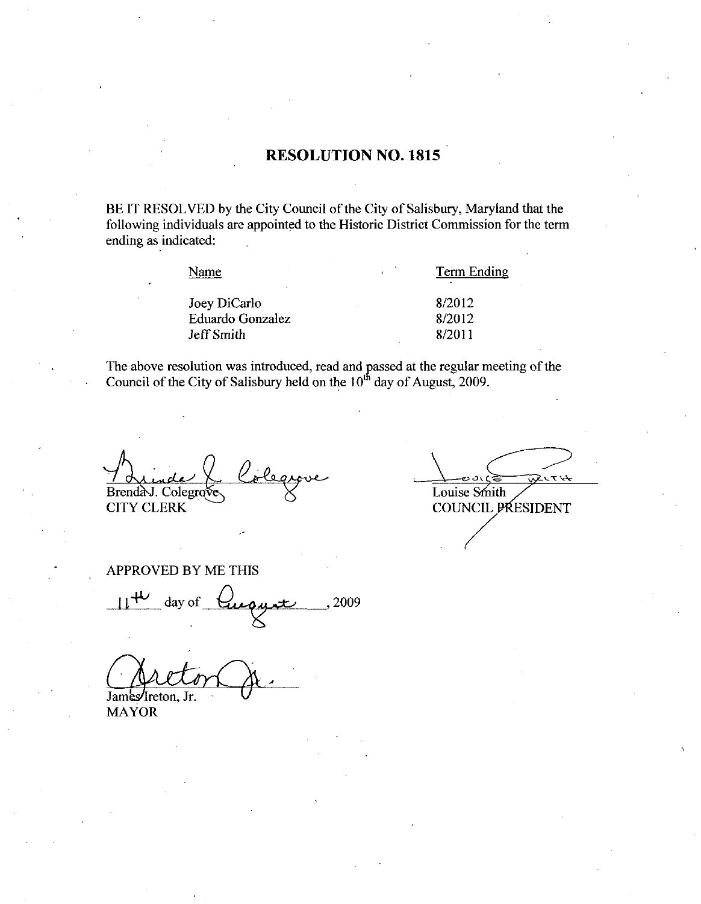# RESOLUTION NO. 1815

BE IT RESOLVED by the City Council of the City of Salisbury, Maryland that the following individuals are appointed to the Historic District Commission for the term ending as indicated:

| Name | Term Ending |
|---|---|
| Joey DiCarlo | 8/2012 |
| Eduardo Gonzalez | 8/2012 |
| Jeff Smith | 8/2011 |

The above resolution was introduced, read and passed at the regular meeting of the Council of the City of Salisbury held on the 10th day of August, 2009.

Brenda J. Colegrove
CITY CLERK

Louise Smith
COUNCIL PRESIDENT

APPROVED BY ME THIS

11th day of August, 2009

James Ireton, Jr.
MAYOR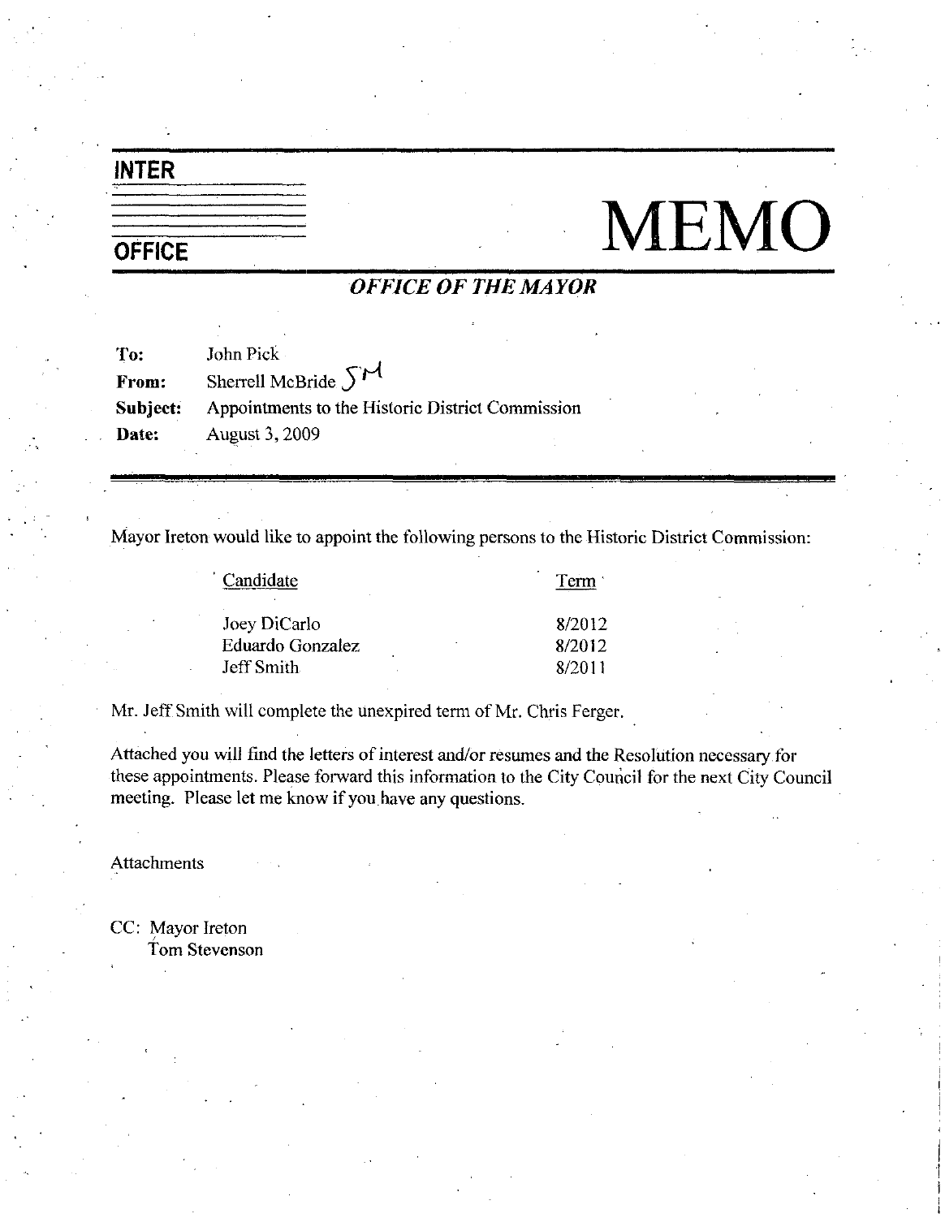# INTER OFFICE MEMO

### *OFFICE OF THE MAYOR*

**To:** John Pick
**From:** Sherrell McBride SM
**Subject:** Appointments to the Historic District Commission
**Date:** August 3, 2009

---

Mayor Ireton would like to appoint the following persons to the Historic District Commission:

| Candidate | Term |
|---|---|
| Joey DiCarlo | 8/2012 |
| Eduardo Gonzalez | 8/2012 |
| Jeff Smith | 8/2011 |

Mr. Jeff Smith will complete the unexpired term of Mr. Chris Ferger.

Attached you will find the letters of interest and/or resumes and the Resolution necessary for these appointments. Please forward this information to the City Council for the next City Council meeting. Please let me know if you have any questions.

Attachments

CC: Mayor Ireton
Tom Stevenson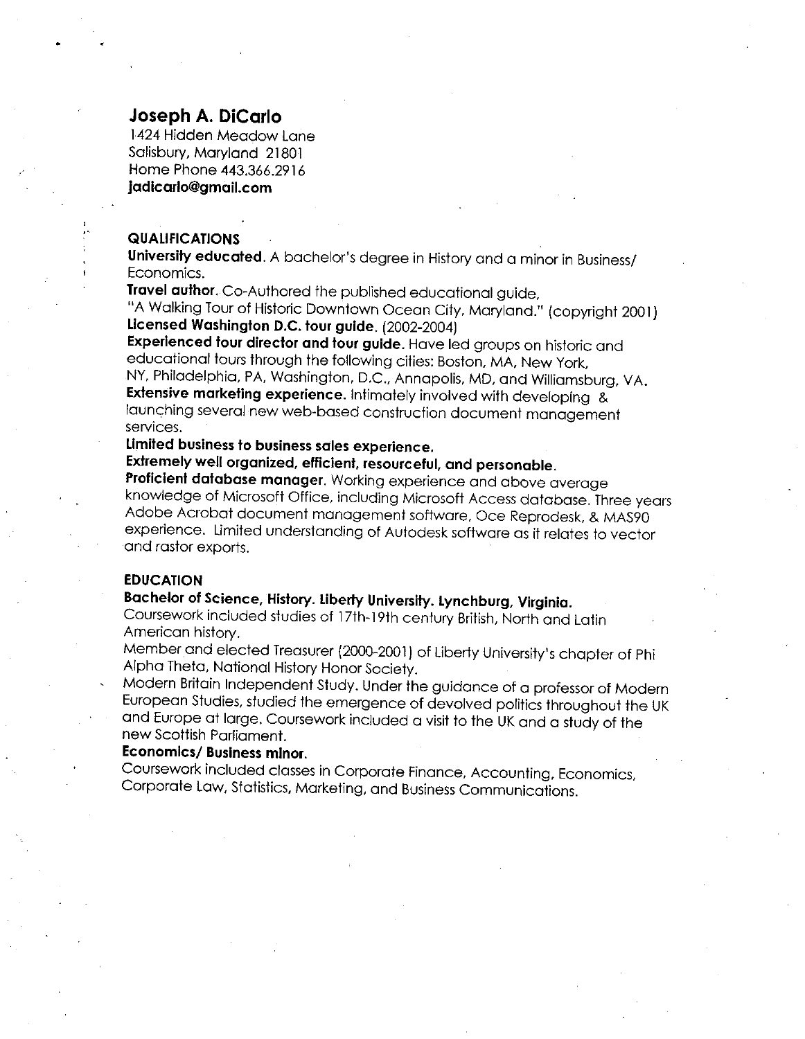# Joseph A. DiCarlo

1424 Hidden Meadow Lane
Salisbury, Maryland 21801
Home Phone 443.366.2916
**jadicarlo@gmail.com**

## QUALIFICATIONS

**University educated.** A bachelor's degree in History and a minor in Business/ Economics.

**Travel author.** Co-Authored the published educational guide, "A Walking Tour of Historic Downtown Ocean City, Maryland." (copyright 2001)

**Licensed Washington D.C. tour guide.** (2002-2004)

**Experienced tour director and tour guide.** Have led groups on historic and educational tours through the following cities: Boston, MA, New York, NY, Philadelphia, PA, Washington, D.C., Annapolis, MD, and Williamsburg, VA.

**Extensive marketing experience.** Intimately involved with developing & launching several new web-based construction document management services.

**Limited business to business sales experience.**

**Extremely well organized, efficient, resourceful, and personable.**

**Proficient database manager.** Working experience and above average knowledge of Microsoft Office, including Microsoft Access database. Three years Adobe Acrobat document management software, Oce Reprodesk, & MAS90 experience. Limited understanding of Autodesk software as it relates to vector and rastor exports.

## EDUCATION

**Bachelor of Science, History. Liberty University. Lynchburg, Virginia.**

Coursework included studies of 17th-19th century British, North and Latin American history.

Member and elected Treasurer (2000-2001) of Liberty University's chapter of Phi Alpha Theta, National History Honor Society.

Modern Britain Independent Study. Under the guidance of a professor of Modern European Studies, studied the emergence of devolved politics throughout the UK and Europe at large. Coursework included a visit to the UK and a study of the new Scottish Parliament.

**Economics/ Business minor.**

Coursework included classes in Corporate Finance, Accounting, Economics, Corporate Law, Statistics, Marketing, and Business Communications.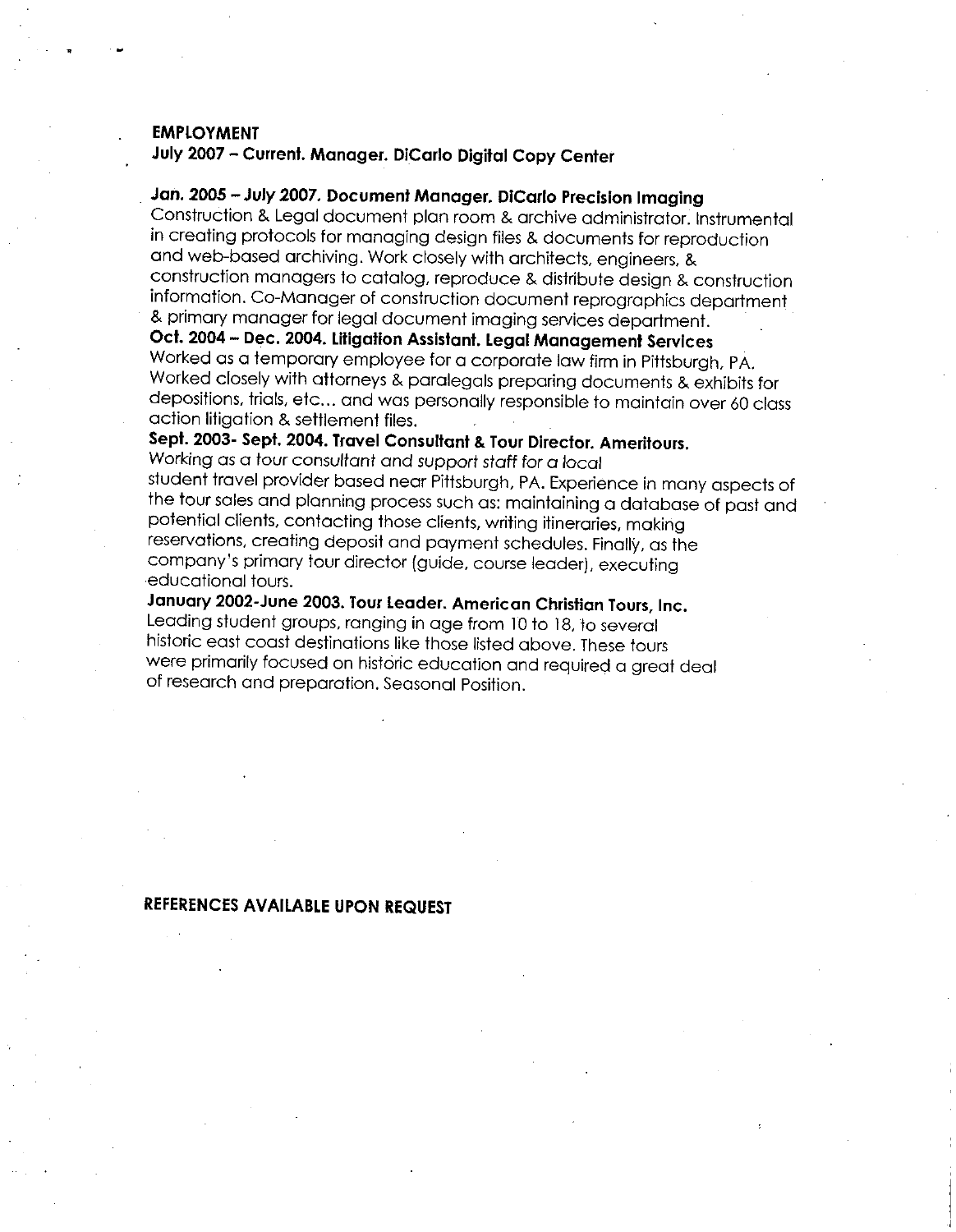## EMPLOYMENT

**July 2007 – Current. Manager. DiCarlo Digital Copy Center**

**Jan. 2005 – July 2007. Document Manager. DiCarlo Precision Imaging**
Construction & Legal document plan room & archive administrator. Instrumental in creating protocols for managing design files & documents for reproduction and web-based archiving. Work closely with architects, engineers, & construction managers to catalog, reproduce & distribute design & construction information. Co-Manager of construction document reprographics department & primary manager for legal document imaging services department.

**Oct. 2004 – Dec. 2004. Litigation Assistant. Legal Management Services**
Worked as a temporary employee for a corporate law firm in Pittsburgh, PA. Worked closely with attorneys & paralegals preparing documents & exhibits for depositions, trials, etc... and was personally responsible to maintain over 60 class action litigation & settlement files.

**Sept. 2003- Sept. 2004. Travel Consultant & Tour Director. Ameritours.**
Working as a tour consultant and support staff for a local student travel provider based near Pittsburgh, PA. Experience in many aspects of the tour sales and planning process such as: maintaining a database of past and potential clients, contacting those clients, writing itineraries, making reservations, creating deposit and payment schedules. Finally, as the company's primary tour director (guide, course leader), executing educational tours.

**January 2002-June 2003. Tour Leader. American Christian Tours, Inc.**
Leading student groups, ranging in age from 10 to 18, to several historic east coast destinations like those listed above. These tours were primarily focused on historic education and required a great deal of research and preparation. Seasonal Position.

**REFERENCES AVAILABLE UPON REQUEST**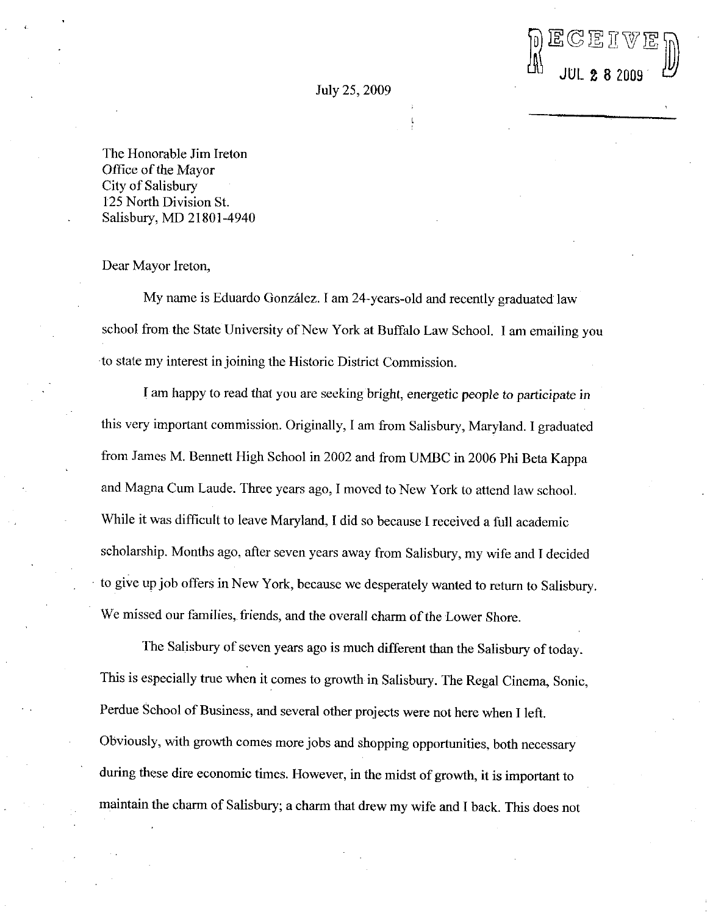RECEIVED
JUL 28 2009

July 25, 2009

The Honorable Jim Ireton
Office of the Mayor
City of Salisbury
125 North Division St.
Salisbury, MD 21801-4940

Dear Mayor Ireton,

My name is Eduardo González. I am 24-years-old and recently graduated law school from the State University of New York at Buffalo Law School. I am emailing you to state my interest in joining the Historic District Commission.

I am happy to read that you are seeking bright, energetic people to participate in this very important commission. Originally, I am from Salisbury, Maryland. I graduated from James M. Bennett High School in 2002 and from UMBC in 2006 Phi Beta Kappa and Magna Cum Laude. Three years ago, I moved to New York to attend law school. While it was difficult to leave Maryland, I did so because I received a full academic scholarship. Months ago, after seven years away from Salisbury, my wife and I decided to give up job offers in New York, because we desperately wanted to return to Salisbury. We missed our families, friends, and the overall charm of the Lower Shore.

The Salisbury of seven years ago is much different than the Salisbury of today. This is especially true when it comes to growth in Salisbury. The Regal Cinema, Sonic, Perdue School of Business, and several other projects were not here when I left. Obviously, with growth comes more jobs and shopping opportunities, both necessary during these dire economic times. However, in the midst of growth, it is important to maintain the charm of Salisbury; a charm that drew my wife and I back. This does not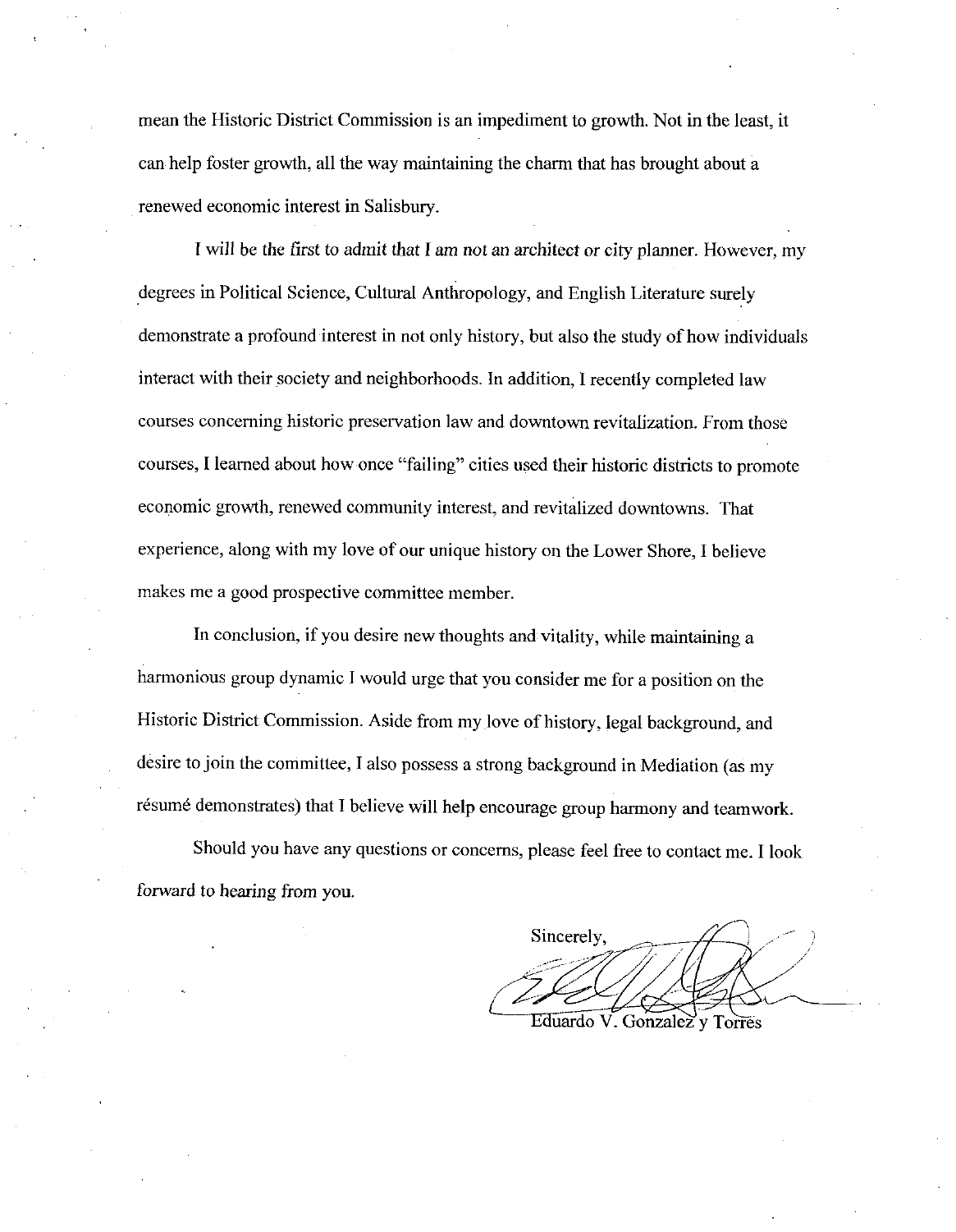mean the Historic District Commission is an impediment to growth. Not in the least, it can help foster growth, all the way maintaining the charm that has brought about a renewed economic interest in Salisbury.

I will be the first to admit that I am not an architect or city planner. However, my degrees in Political Science, Cultural Anthropology, and English Literature surely demonstrate a profound interest in not only history, but also the study of how individuals interact with their society and neighborhoods. In addition, I recently completed law courses concerning historic preservation law and downtown revitalization. From those courses, I learned about how once "failing" cities used their historic districts to promote economic growth, renewed community interest, and revitalized downtowns. That experience, along with my love of our unique history on the Lower Shore, I believe makes me a good prospective committee member.

In conclusion, if you desire new thoughts and vitality, while maintaining a harmonious group dynamic I would urge that you consider me for a position on the Historic District Commission. Aside from my love of history, legal background, and desire to join the committee, I also possess a strong background in Mediation (as my résumé demonstrates) that I believe will help encourage group harmony and teamwork.

Should you have any questions or concerns, please feel free to contact me. I look forward to hearing from you.

Sincerely,

Eduardo V. Gonzalez y Torres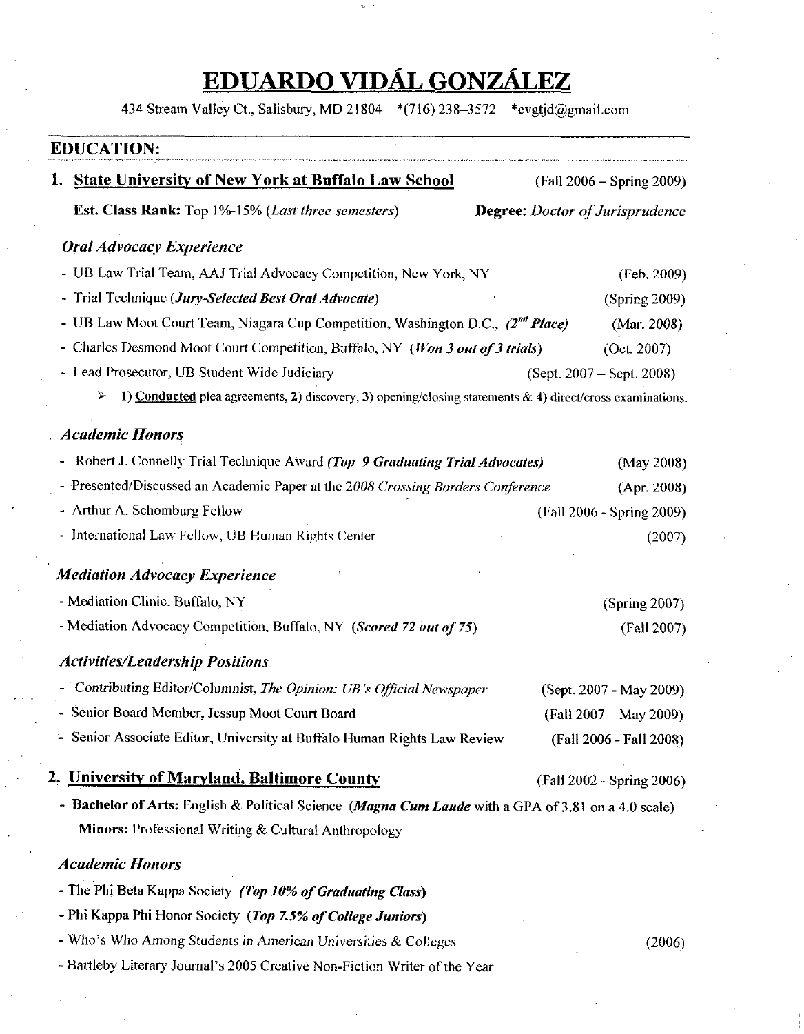# EDUARDO VIDÁL GONZÁLEZ

434 Stream Valley Ct., Salisbury, MD 21804 *(716) 238–3572 *evgtjd@gmail.com

## EDUCATION:

### 1. State University of New York at Buffalo Law School (Fall 2006 – Spring 2009)

**Est. Class Rank:** Top 1%-15% (*Last three semesters*) **Degree:** *Doctor of Jurisprudence*

#### *Oral Advocacy Experience*

- UB Law Trial Team, AAJ Trial Advocacy Competition, New York, NY (Feb. 2009)
- Trial Technique (***Jury-Selected Best Oral Advocate***) (Spring 2009)
- UB Law Moot Court Team, Niagara Cup Competition, Washington D.C., (***2nd Place***) (Mar. 2008)
- Charles Desmond Moot Court Competition, Buffalo, NY (***Won 3 out of 3 trials***) (Oct. 2007)
- Lead Prosecutor, UB Student Wide Judiciary (Sept. 2007 – Sept. 2008)
  - 1) **Conducted** plea agreements, 2) discovery, 3) opening/closing statements & 4) direct/cross examinations.

#### *Academic Honors*

- Robert J. Connelly Trial Technique Award (***Top 9 Graduating Trial Advocates***) (May 2008)
- Presented/Discussed an Academic Paper at the *2008 Crossing Borders Conference* (Apr. 2008)
- Arthur A. Schomburg Fellow (Fall 2006 - Spring 2009)
- International Law Fellow, UB Human Rights Center (2007)

#### *Mediation Advocacy Experience*

- Mediation Clinic. Buffalo, NY (Spring 2007)
- Mediation Advocacy Competition, Buffalo, NY (***Scored 72 out of 75***) (Fall 2007)

#### *Activities/Leadership Positions*

- Contributing Editor/Columnist, *The Opinion: UB's Official Newspaper* (Sept. 2007 - May 2009)
- Senior Board Member, Jessup Moot Court Board (Fall 2007 – May 2009)
- Senior Associate Editor, University at Buffalo Human Rights Law Review (Fall 2006 - Fall 2008)

### 2. University of Maryland, Baltimore County (Fall 2002 - Spring 2006)

- **Bachelor of Arts:** English & Political Science (***Magna Cum Laude*** with a GPA of 3.81 on a 4.0 scale)
  **Minors:** Professional Writing & Cultural Anthropology

#### *Academic Honors*

- The Phi Beta Kappa Society (***Top 10% of Graduating Class***)
- Phi Kappa Phi Honor Society (***Top 7.5% of College Juniors***)
- Who's Who Among Students in American Universities & Colleges (2006)
- Bartleby Literary Journal's 2005 Creative Non-Fiction Writer of the Year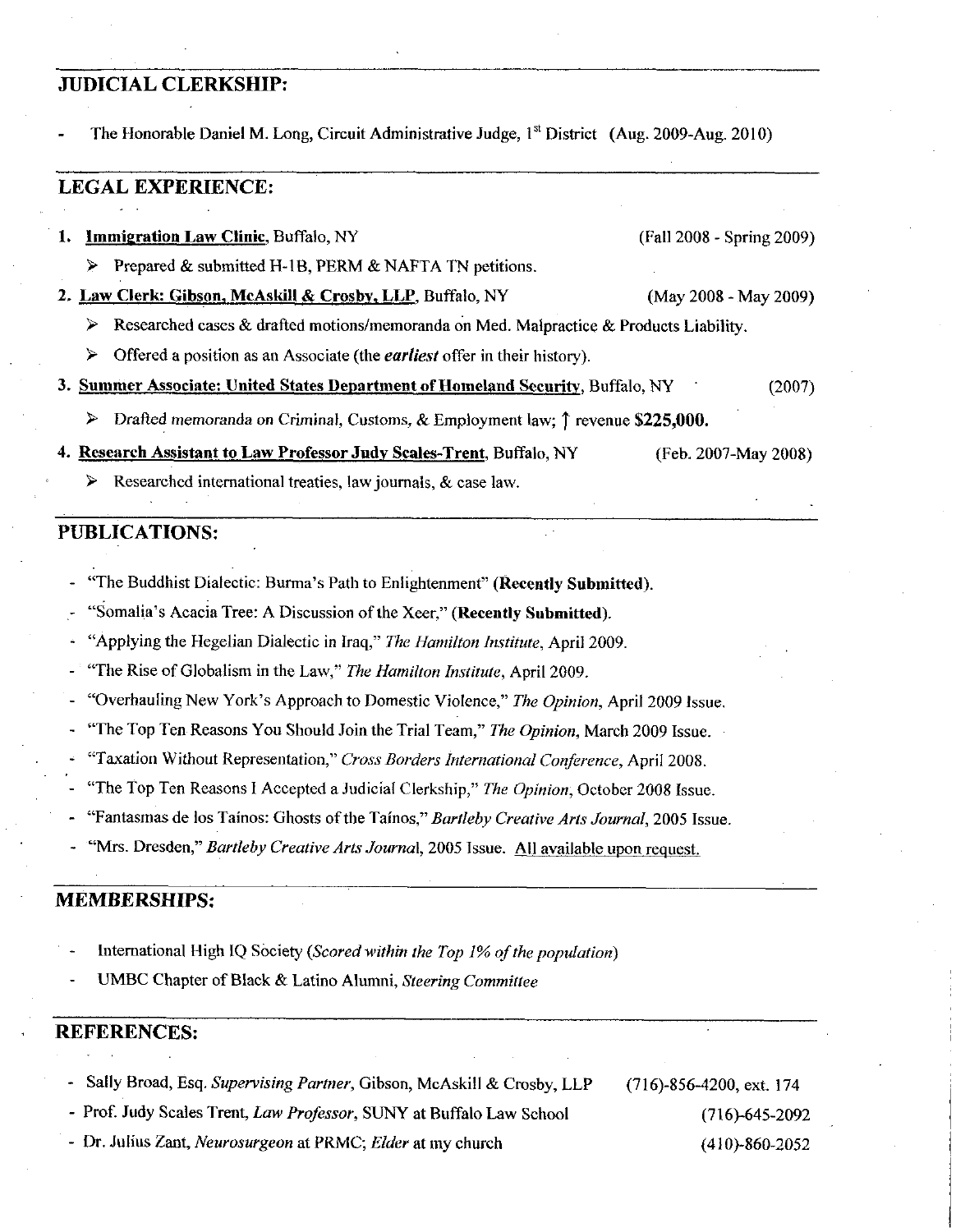## JUDICIAL CLERKSHIP:

- The Honorable Daniel M. Long, Circuit Administrative Judge, 1st District (Aug. 2009-Aug. 2010)

## LEGAL EXPERIENCE:

1. **Immigration Law Clinic**, Buffalo, NY (Fall 2008 - Spring 2009)
   - Prepared & submitted H-1B, PERM & NAFTA TN petitions.
2. **Law Clerk: Gibson, McAskill & Crosby, LLP**, Buffalo, NY (May 2008 - May 2009)
   - Researched cases & drafted motions/memoranda on Med. Malpractice & Products Liability.
   - Offered a position as an Associate (the ***earliest*** offer in their history).
3. **Summer Associate: United States Department of Homeland Security**, Buffalo, NY (2007)
   - Drafted memoranda on Criminal, Customs, & Employment law; ↑ revenue **$225,000.**
4. **Research Assistant to Law Professor Judy Scales-Trent**, Buffalo, NY (Feb. 2007-May 2008)
   - Researched international treaties, law journals, & case law.

## PUBLICATIONS:

- "The Buddhist Dialectic: Burma's Path to Enlightenment" **(Recently Submitted)**.
- "Somalia's Acacia Tree: A Discussion of the Xeer," **(Recently Submitted)**.
- "Applying the Hegelian Dialectic in Iraq," *The Hamilton Institute*, April 2009.
- "The Rise of Globalism in the Law," *The Hamilton Institute*, April 2009.
- "Overhauling New York's Approach to Domestic Violence," *The Opinion*, April 2009 Issue.
- "The Top Ten Reasons You Should Join the Trial Team," *The Opinion*, March 2009 Issue.
- "Taxation Without Representation," *Cross Borders International Conference*, April 2008.
- "The Top Ten Reasons I Accepted a Judicial Clerkship," *The Opinion*, October 2008 Issue.
- "Fantasmas de los Taínos: Ghosts of the Taínos," *Bartleby Creative Arts Journal*, 2005 Issue.
- "Mrs. Dresden," *Bartleby Creative Arts Journal*, 2005 Issue. All available upon request.

## MEMBERSHIPS:

- International High IQ Society (*Scored within the Top 1% of the population*)
- UMBC Chapter of Black & Latino Alumni, *Steering Committee*

## REFERENCES:

- Sally Broad, Esq. *Supervising Partner*, Gibson, McAskill & Crosby, LLP (716)-856-4200, ext. 174
- Prof. Judy Scales Trent, *Law Professor*, SUNY at Buffalo Law School (716)-645-2092
- Dr. Julius Zant, *Neurosurgeon* at PRMC; *Elder* at my church (410)-860-2052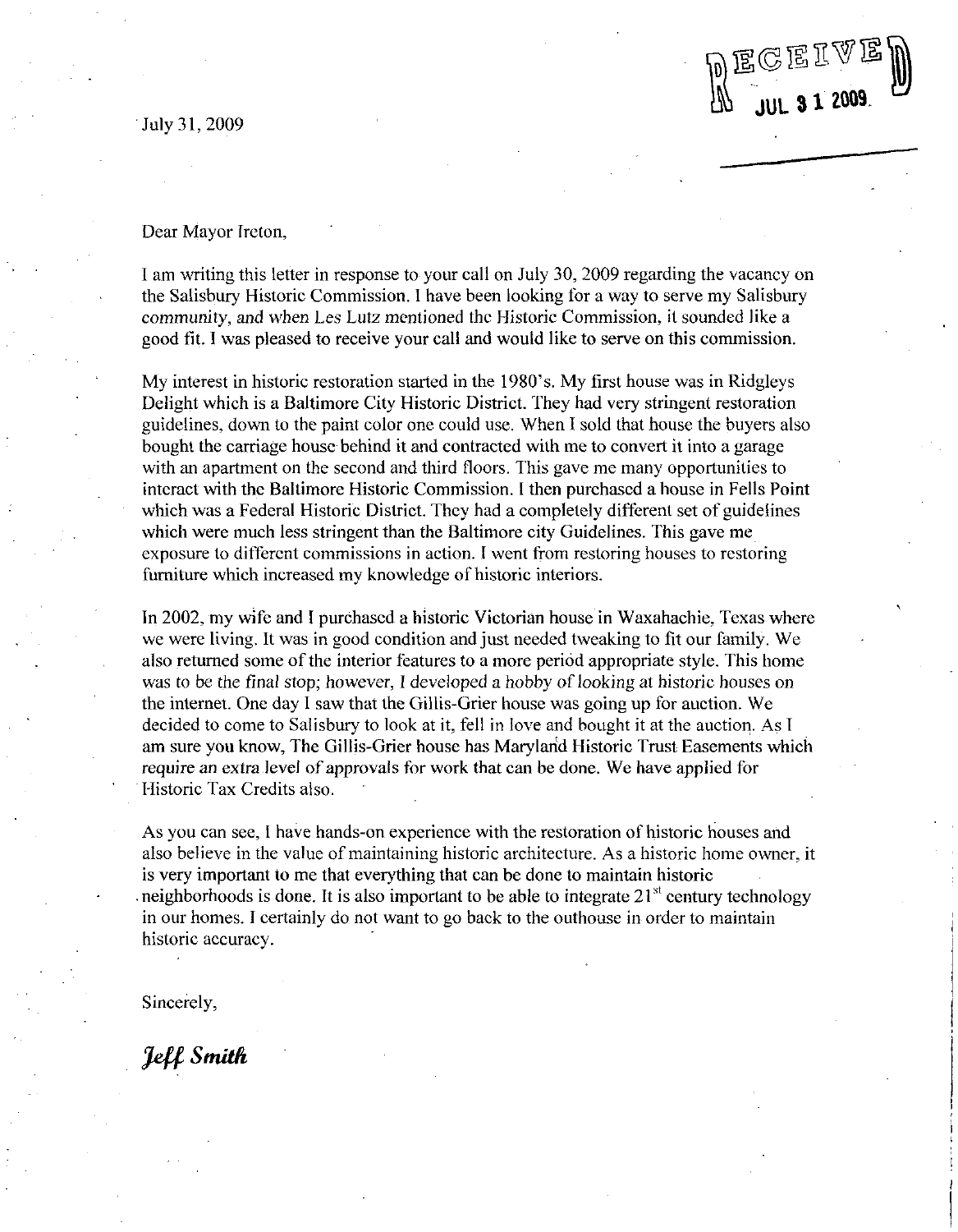July 31, 2009

RECEIVED
JUL 31 2009

Dear Mayor Ireton,

I am writing this letter in response to your call on July 30, 2009 regarding the vacancy on the Salisbury Historic Commission. I have been looking for a way to serve my Salisbury community, and when Les Lutz mentioned the Historic Commission, it sounded like a good fit. I was pleased to receive your call and would like to serve on this commission.

My interest in historic restoration started in the 1980's. My first house was in Ridgleys Delight which is a Baltimore City Historic District. They had very stringent restoration guidelines, down to the paint color one could use. When I sold that house the buyers also bought the carriage house behind it and contracted with me to convert it into a garage with an apartment on the second and third floors. This gave me many opportunities to interact with the Baltimore Historic Commission. I then purchased a house in Fells Point which was a Federal Historic District. They had a completely different set of guidelines which were much less stringent than the Baltimore city Guidelines. This gave me exposure to different commissions in action. I went from restoring houses to restoring furniture which increased my knowledge of historic interiors.

In 2002, my wife and I purchased a historic Victorian house in Waxahachie, Texas where we were living. It was in good condition and just needed tweaking to fit our family. We also returned some of the interior features to a more period appropriate style. This home was to be the final stop; however, I developed a hobby of looking at historic houses on the internet. One day I saw that the Gillis-Grier house was going up for auction. We decided to come to Salisbury to look at it, fell in love and bought it at the auction. As I am sure you know, The Gillis-Grier house has Maryland Historic Trust Easements which require an extra level of approvals for work that can be done. We have applied for Historic Tax Credits also.

As you can see, I have hands-on experience with the restoration of historic houses and also believe in the value of maintaining historic architecture. As a historic home owner, it is very important to me that everything that can be done to maintain historic neighborhoods is done. It is also important to be able to integrate 21st century technology in our homes. I certainly do not want to go back to the outhouse in order to maintain historic accuracy.

Sincerely,

*Jeff Smith*